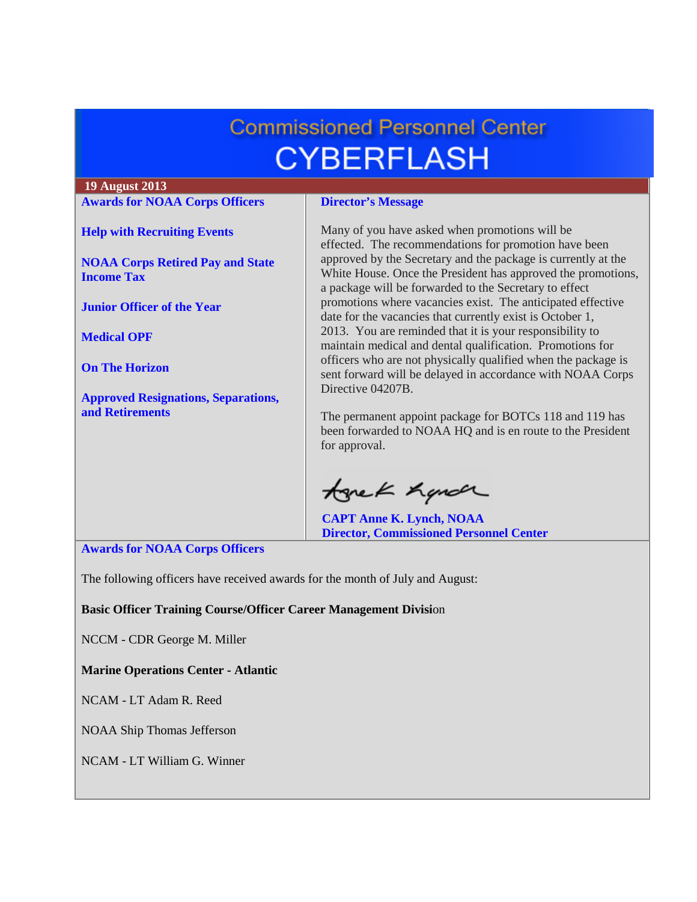# Commissioned Personnel Center
# CYBERFLASH

**19 August 2013**

- **Awards for NOAA Corps Officers**
- **Help with Recruiting Events**
- **NOAA Corps Retired Pay and State Income Tax**
- **Junior Officer of the Year**
- **Medical OPF**
- **On The Horizon**
- **Approved Resignations, Separations, and Retirements**

## Director's Message

Many of you have asked when promotions will be effected. The recommendations for promotion have been approved by the Secretary and the package is currently at the White House. Once the President has approved the promotions, a package will be forwarded to the Secretary to effect promotions where vacancies exist. The anticipated effective date for the vacancies that currently exist is October 1, 2013. You are reminded that it is your responsibility to maintain medical and dental qualification. Promotions for officers who are not physically qualified when the package is sent forward will be delayed in accordance with NOAA Corps Directive 04207B.

The permanent appoint package for BOTCs 118 and 119 has been forwarded to NOAA HQ and is en route to the President for approval.

**CAPT Anne K. Lynch, NOAA**
**Director, Commissioned Personnel Center**

## Awards for NOAA Corps Officers

The following officers have received awards for the month of July and August:

**Basic Officer Training Course/Officer Career Management Division**

NCCM - CDR George M. Miller

**Marine Operations Center - Atlantic**

NCAM - LT Adam R. Reed

NOAA Ship Thomas Jefferson

NCAM - LT William G. Winner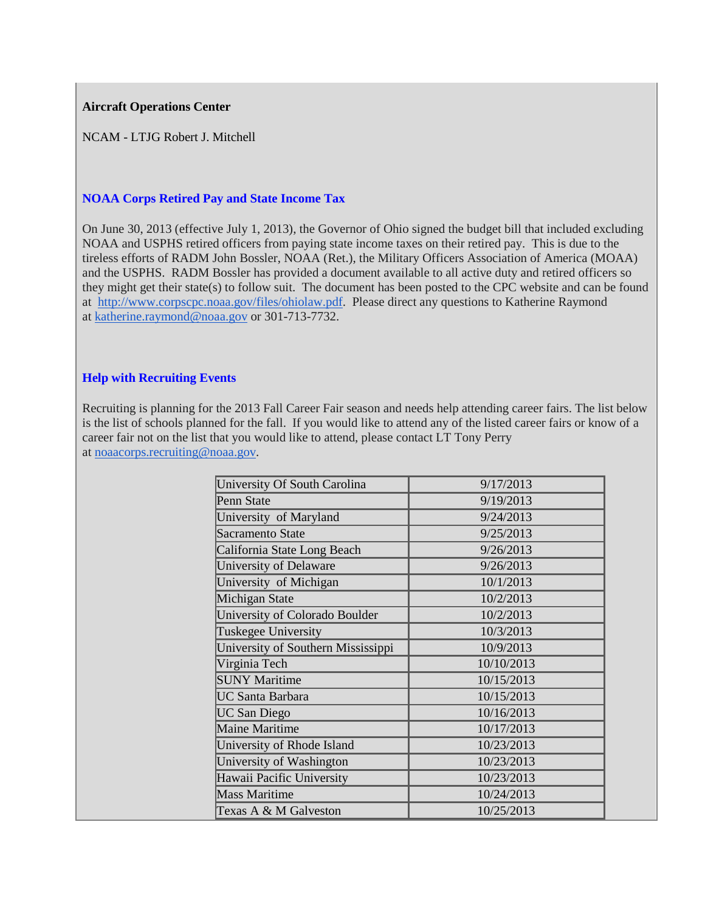**Aircraft Operations Center**

NCAM - LTJG Robert J. Mitchell

### NOAA Corps Retired Pay and State Income Tax

On June 30, 2013 (effective July 1, 2013), the Governor of Ohio signed the budget bill that included excluding NOAA and USPHS retired officers from paying state income taxes on their retired pay. This is due to the tireless efforts of RADM John Bossler, NOAA (Ret.), the Military Officers Association of America (MOAA) and the USPHS. RADM Bossler has provided a document available to all active duty and retired officers so they might get their state(s) to follow suit. The document has been posted to the CPC website and can be found at http://www.corpscpc.noaa.gov/files/ohiolaw.pdf. Please direct any questions to Katherine Raymond at katherine.raymond@noaa.gov or 301-713-7732.

### Help with Recruiting Events

Recruiting is planning for the 2013 Fall Career Fair season and needs help attending career fairs. The list below is the list of schools planned for the fall. If you would like to attend any of the listed career fairs or know of a career fair not on the list that you would like to attend, please contact LT Tony Perry at noaacorps.recruiting@noaa.gov.

| | |
|---|---|
| University Of South Carolina | 9/17/2013 |
| Penn State | 9/19/2013 |
| University of Maryland | 9/24/2013 |
| Sacramento State | 9/25/2013 |
| California State Long Beach | 9/26/2013 |
| University of Delaware | 9/26/2013 |
| University of Michigan | 10/1/2013 |
| Michigan State | 10/2/2013 |
| University of Colorado Boulder | 10/2/2013 |
| Tuskegee University | 10/3/2013 |
| University of Southern Mississippi | 10/9/2013 |
| Virginia Tech | 10/10/2013 |
| SUNY Maritime | 10/15/2013 |
| UC Santa Barbara | 10/15/2013 |
| UC San Diego | 10/16/2013 |
| Maine Maritime | 10/17/2013 |
| University of Rhode Island | 10/23/2013 |
| University of Washington | 10/23/2013 |
| Hawaii Pacific University | 10/23/2013 |
| Mass Maritime | 10/24/2013 |
| Texas A & M Galveston | 10/25/2013 |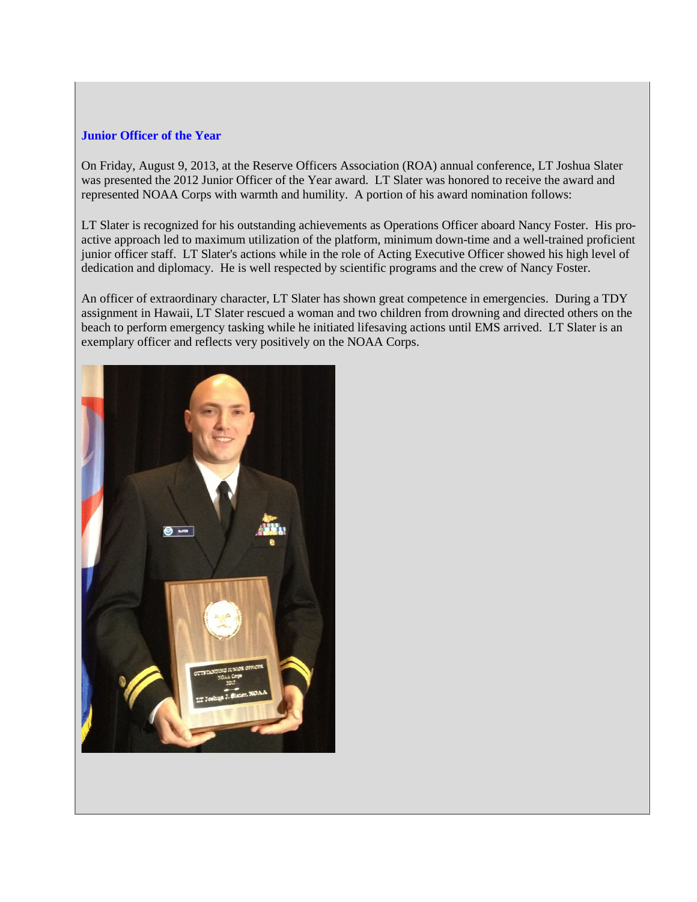### Junior Officer of the Year

On Friday, August 9, 2013, at the Reserve Officers Association (ROA) annual conference, LT Joshua Slater was presented the 2012 Junior Officer of the Year award. LT Slater was honored to receive the award and represented NOAA Corps with warmth and humility. A portion of his award nomination follows:

LT Slater is recognized for his outstanding achievements as Operations Officer aboard Nancy Foster. His proactive approach led to maximum utilization of the platform, minimum down-time and a well-trained proficient junior officer staff. LT Slater's actions while in the role of Acting Executive Officer showed his high level of dedication and diplomacy. He is well respected by scientific programs and the crew of Nancy Foster.

An officer of extraordinary character, LT Slater has shown great competence in emergencies. During a TDY assignment in Hawaii, LT Slater rescued a woman and two children from drowning and directed others on the beach to perform emergency tasking while he initiated lifesaving actions until EMS arrived. LT Slater is an exemplary officer and reflects very positively on the NOAA Corps.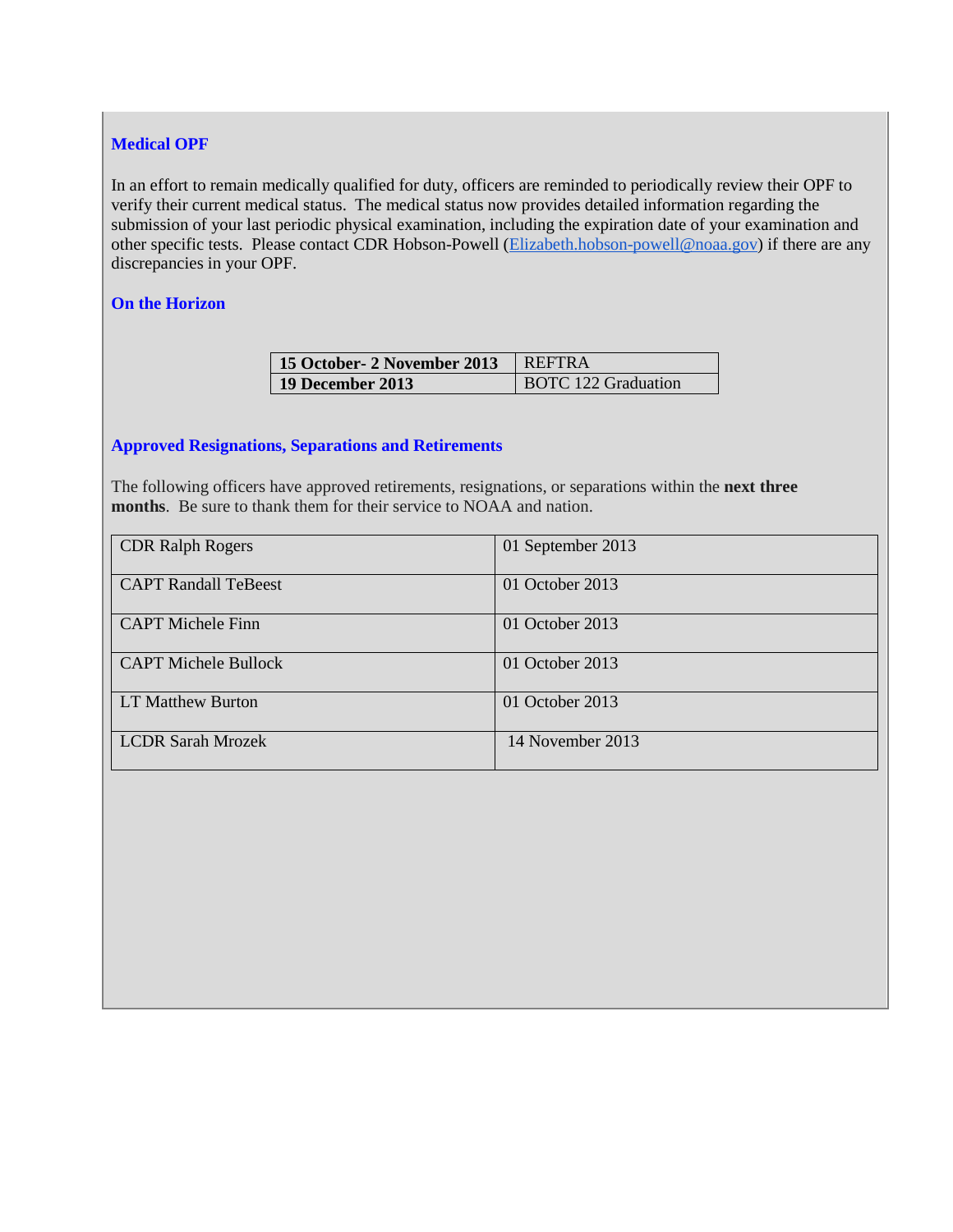## Medical OPF

In an effort to remain medically qualified for duty, officers are reminded to periodically review their OPF to verify their current medical status. The medical status now provides detailed information regarding the submission of your last periodic physical examination, including the expiration date of your examination and other specific tests. Please contact CDR Hobson-Powell (Elizabeth.hobson-powell@noaa.gov) if there are any discrepancies in your OPF.

## On the Horizon

| | |
|---|---|
| **15 October- 2 November 2013** | REFTRA |
| **19 December 2013** | BOTC 122 Graduation |

## Approved Resignations, Separations and Retirements

The following officers have approved retirements, resignations, or separations within the **next three months**. Be sure to thank them for their service to NOAA and nation.

| | |
|---|---|
| CDR Ralph Rogers | 01 September 2013 |
| CAPT Randall TeBeest | 01 October 2013 |
| CAPT Michele Finn | 01 October 2013 |
| CAPT Michele Bullock | 01 October 2013 |
| LT Matthew Burton | 01 October 2013 |
| LCDR Sarah Mrozek | 14 November 2013 |